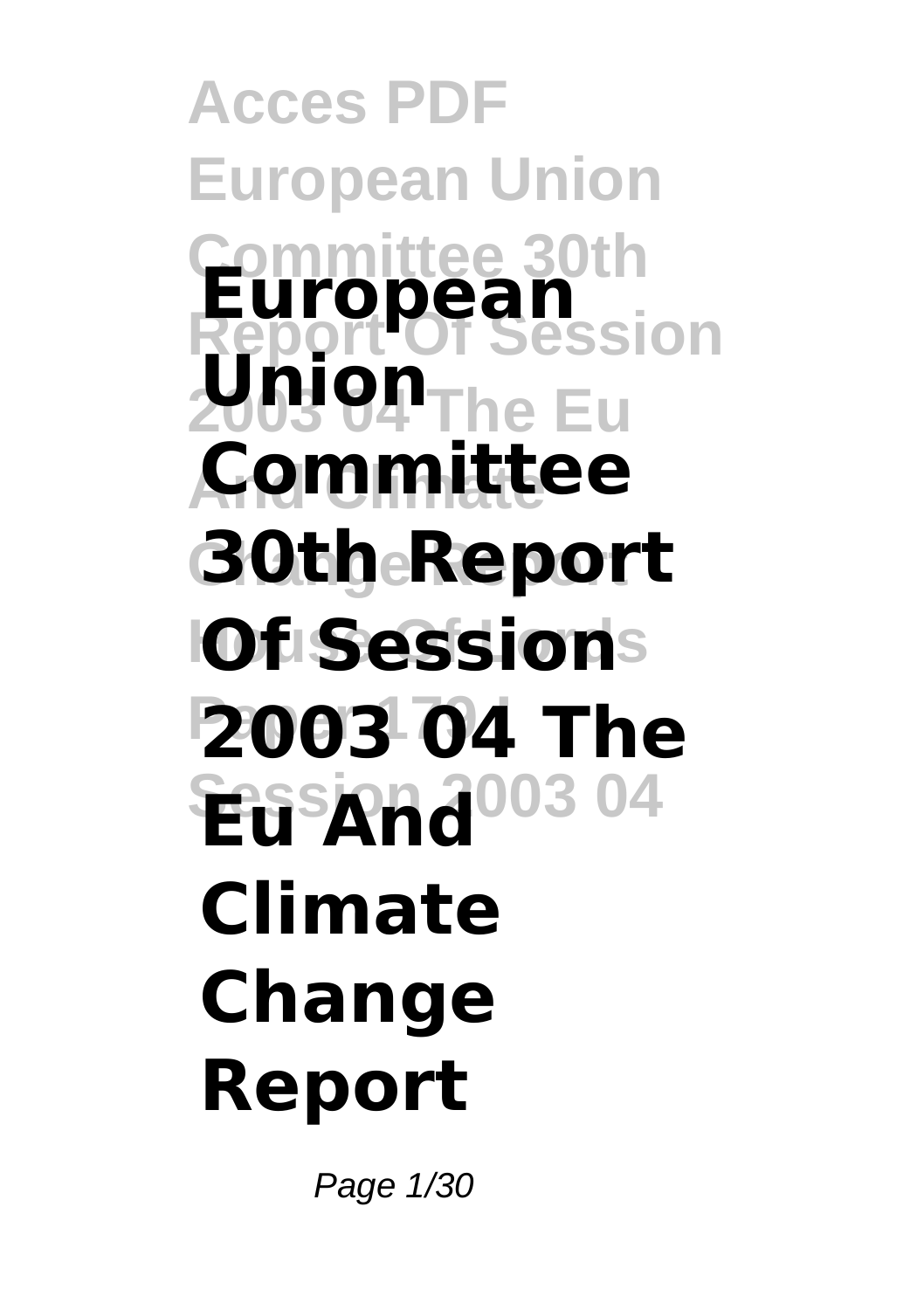# European Union Committee 30th Report Of Session 2003 04 The Eu And Climate Change Report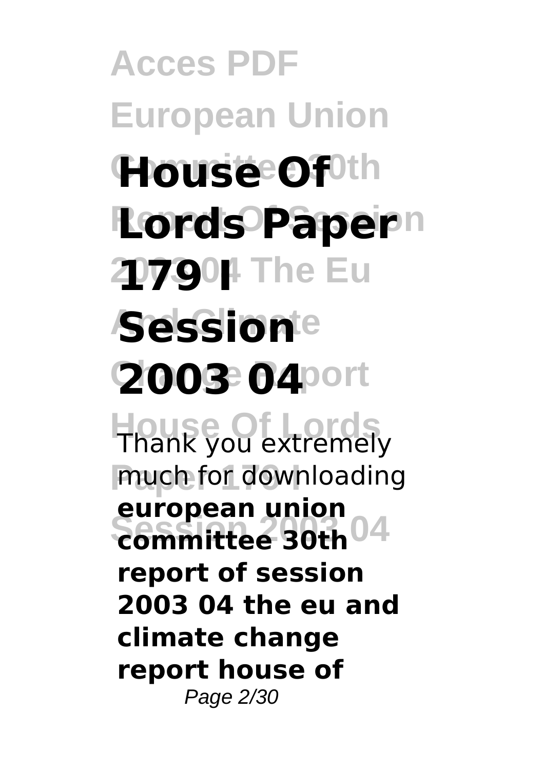# House Of Lords Paper 179 I Session 2003 04

Thank you extremely much for downloading **european union committee 30th report of session 2003 04 the eu and climate change report house of**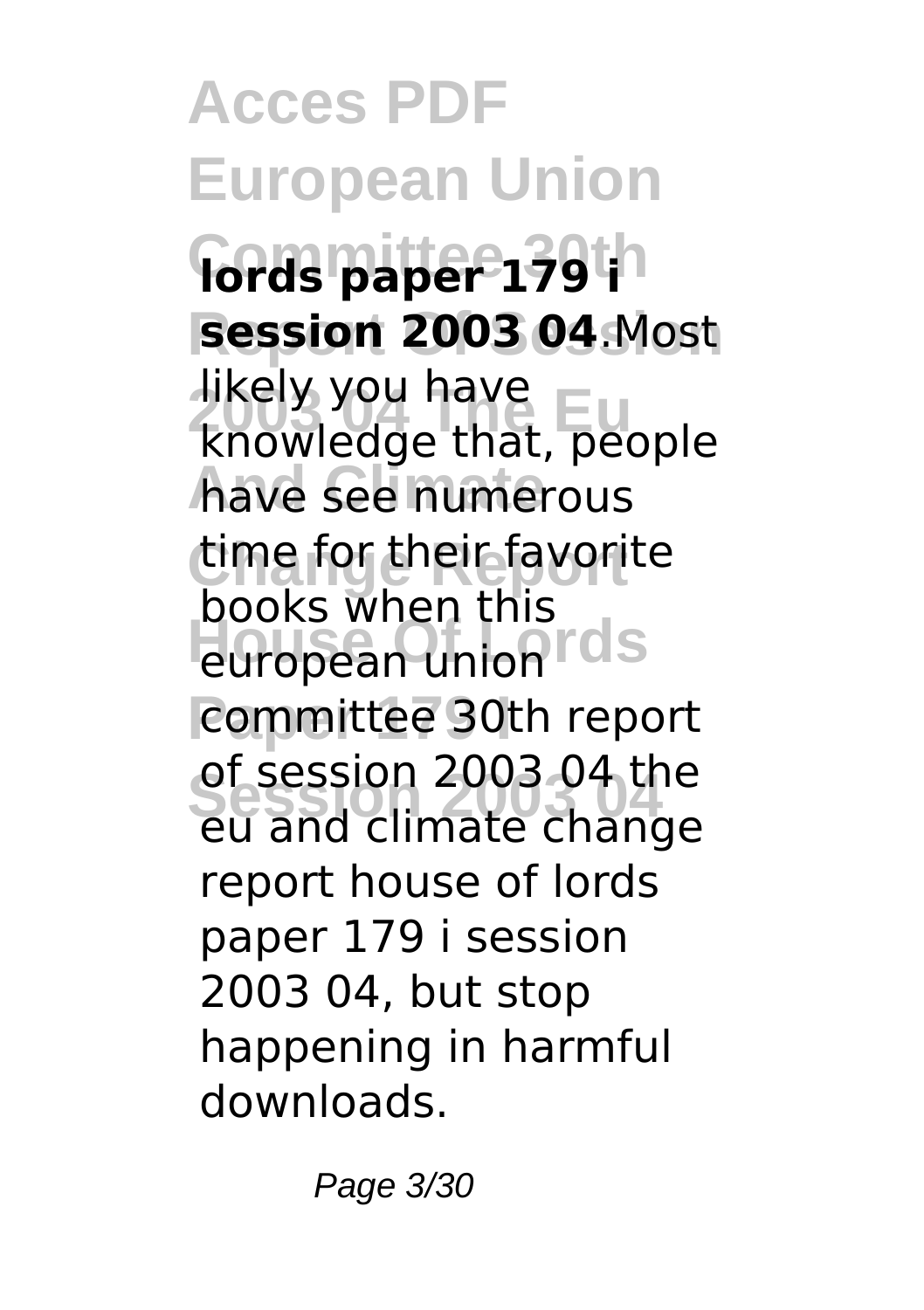**lords paper 179 i session 2003 04**.Most likely you have knowledge that, people have see numerous time for their favorite books when this european union committee 30th report of session 2003 04 the eu and climate change report house of lords paper 179 i session 2003 04, but stop happening in harmful downloads.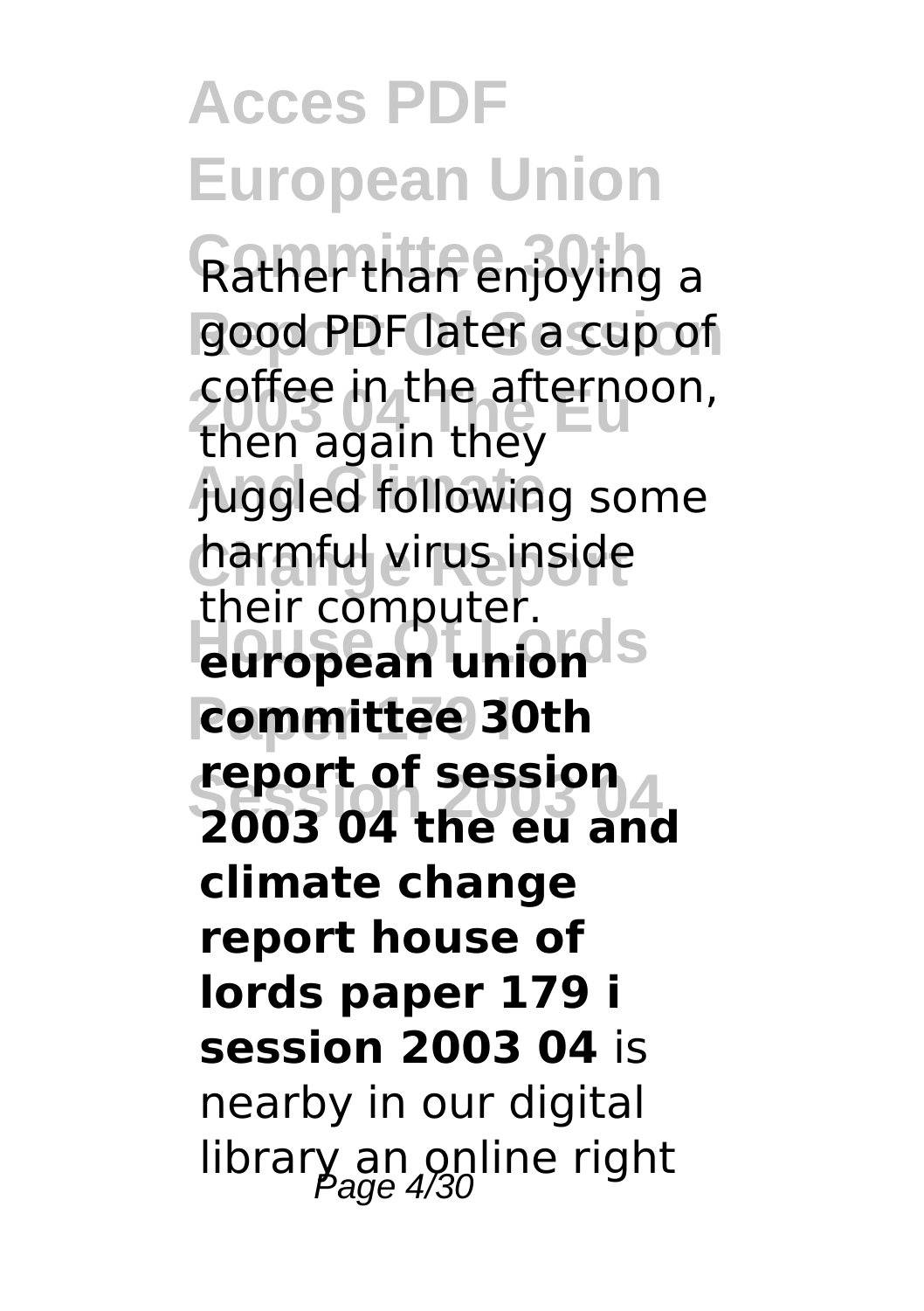Rather than enjoying a good PDF later a cup of coffee in the afternoon, then again they juggled following some harmful virus inside their computer. **european union committee 30th report of session 2003 04 the eu and climate change report house of lords paper 179 i session 2003 04** is nearby in our digital library an online right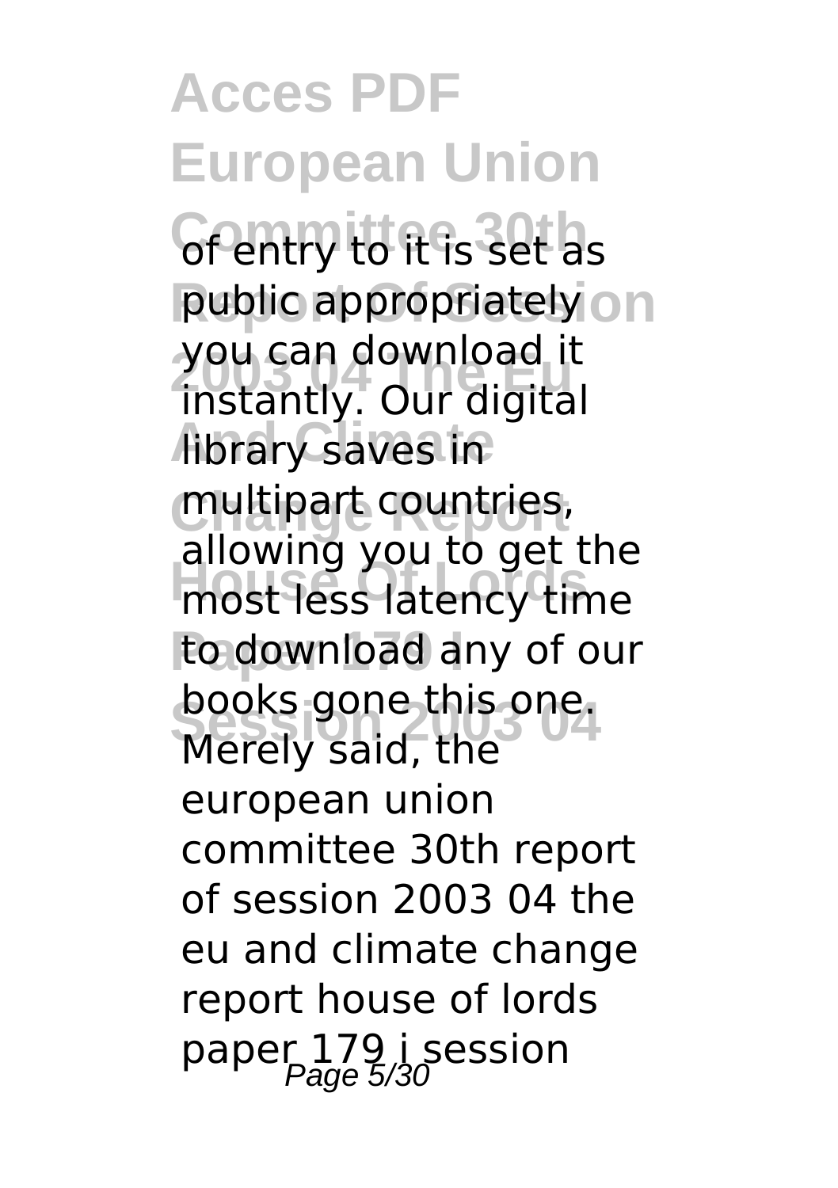of entry to it is set as public appropriately you can download it instantly. Our digital library saves in multipart countries, allowing you to get the most less latency time to download any of our books gone this one. Merely said, the european union committee 30th report of session 2003 04 the eu and climate change report house of lords paper 179 i session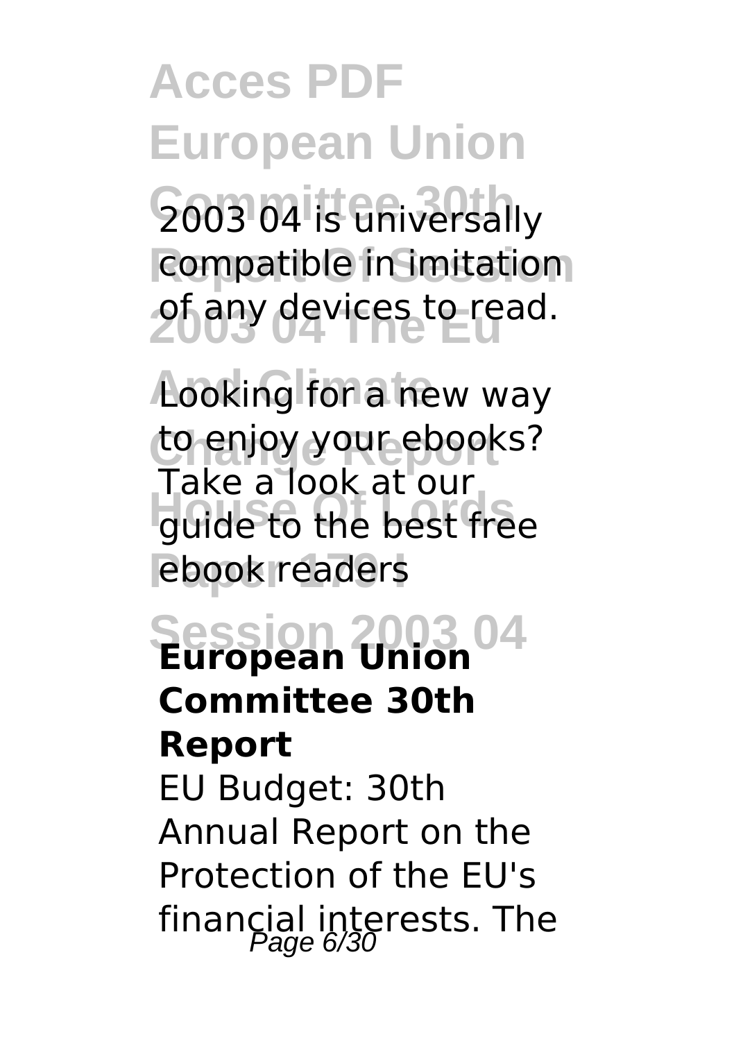2003 04 is universally compatible in imitation of any devices to read.

Looking for a new way to enjoy your ebooks? Take a look at our guide to the best free ebook readers

## European Union Committee 30th Report

EU Budget: 30th Annual Report on the Protection of the EU's financial interests. The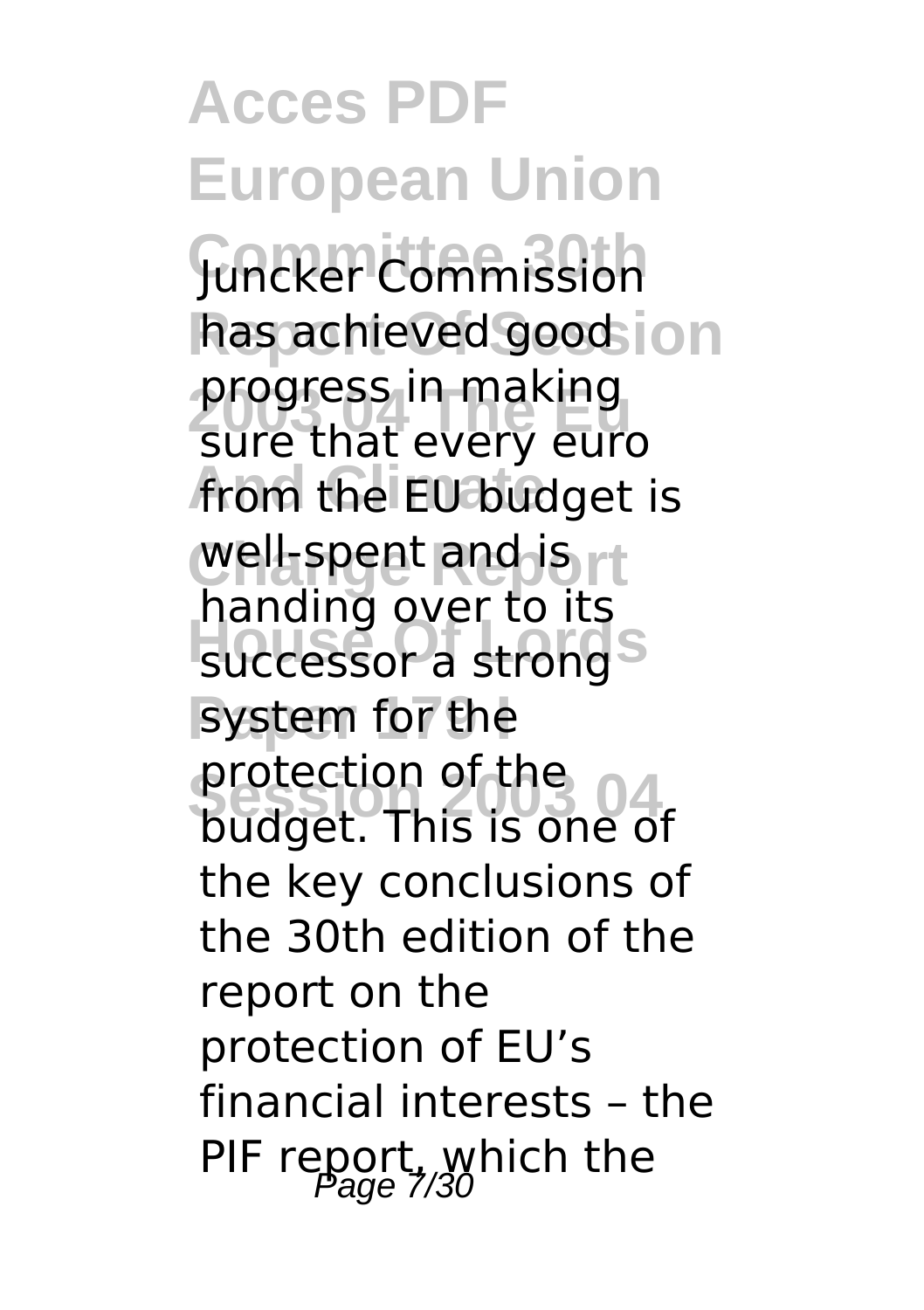Juncker Commission has achieved good progress in making sure that every euro from the EU budget is well-spent and is handing over to its successor a strong system for the protection of the budget. This is one of the key conclusions of the 30th edition of the report on the protection of EU's financial interests – the PIF report, which the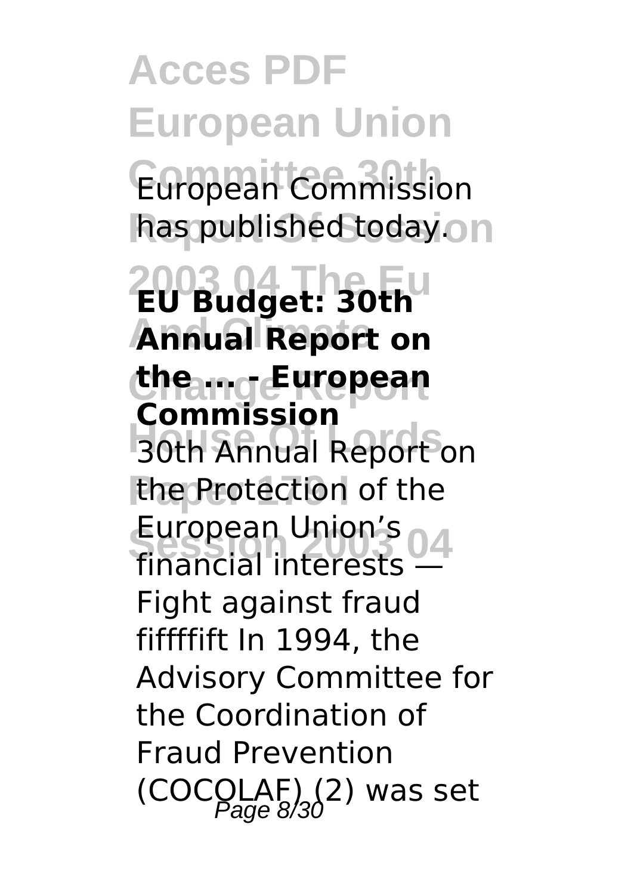European Commission has published today.

**EU Budget: 30th Annual Report on the ... - European Commission**

30th Annual Report on the Protection of the European Union's financial interests — Fight against fraud fifffifft In 1994, the Advisory Committee for the Coordination of Fraud Prevention (COCOLAF) (2) was set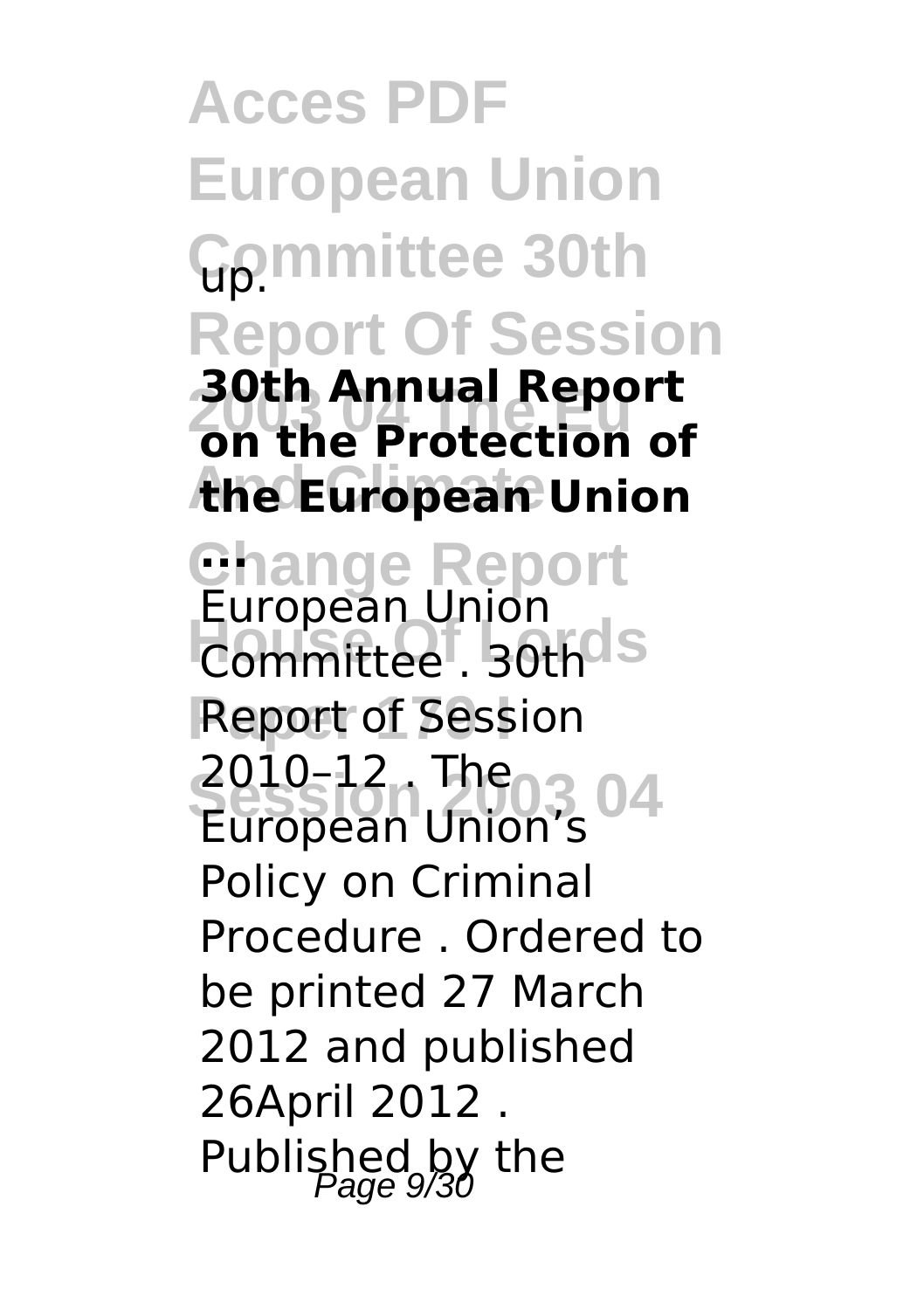up.

**30th Annual Report on the Protection of the European Union ...**

European Union Committee . 30th Report of Session 2010–12 . The European Union's Policy on Criminal Procedure . Ordered to be printed 27 March 2012 and published 26April 2012 . Published by the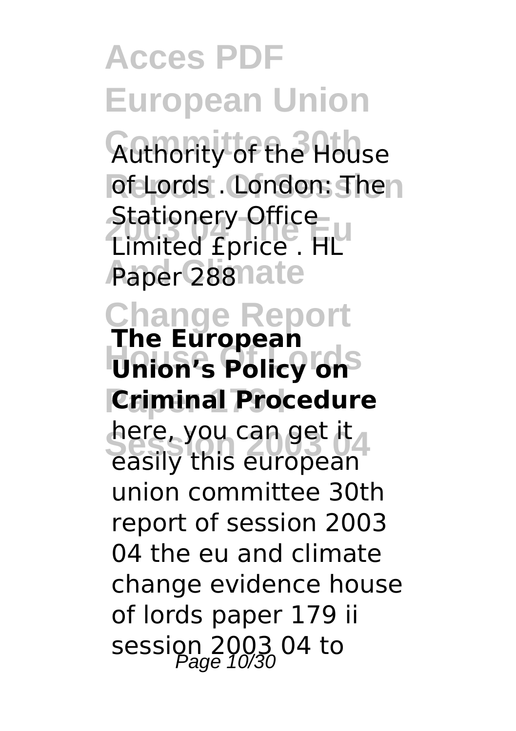Authority of the House of Lords . London: The Stationery Office Limited £price . HL Paper 288

**The European Union's Policy on Criminal Procedure**

here, you can get it easily this european union committee 30th report of session 2003 04 the eu and climate change evidence house of lords paper 179 ii session 2003 04 to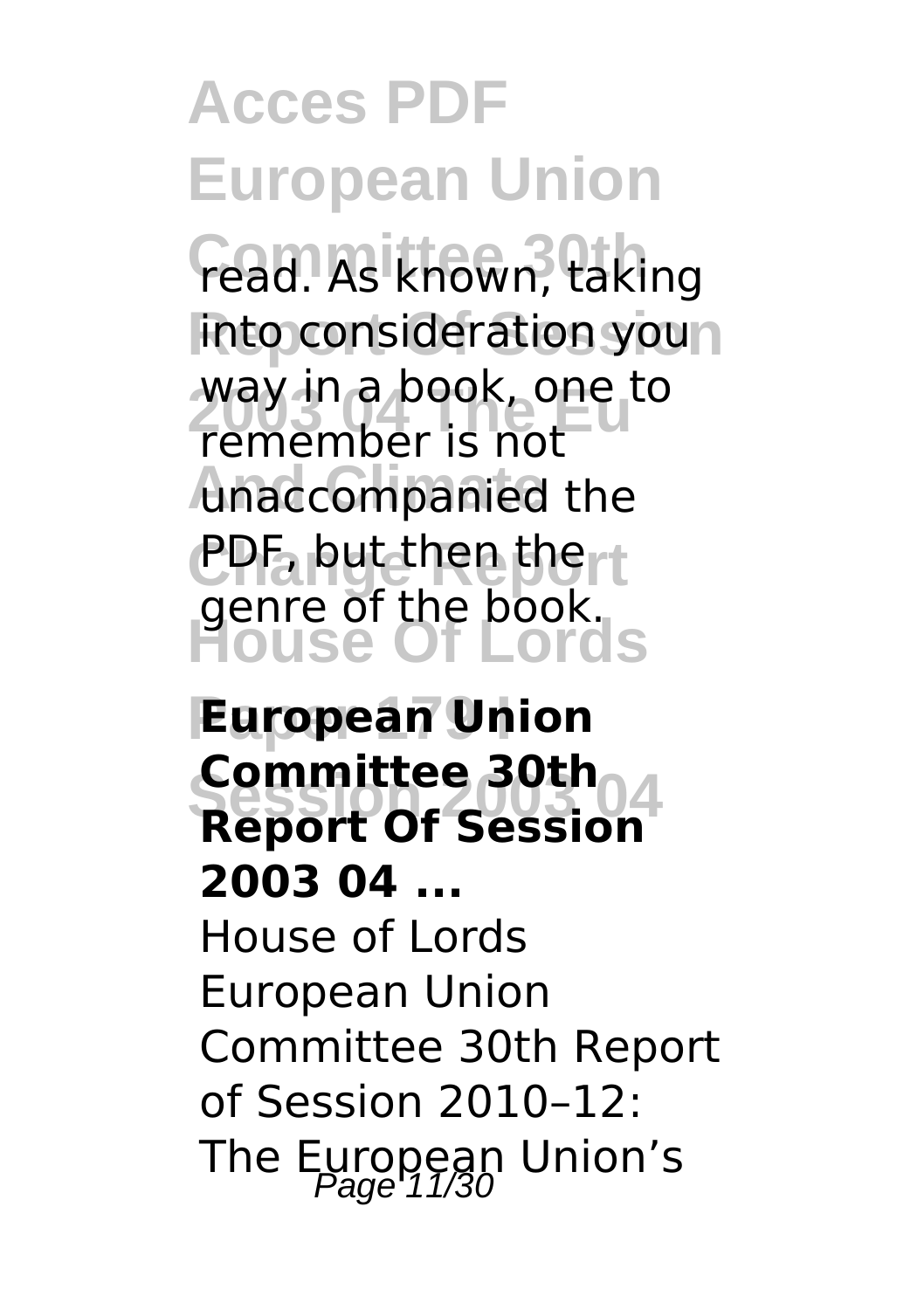read. As known, taking into consideration you way in a book, one to remember is not unaccompanied the PDF, but then the genre of the book.

**European Union Committee 30th Report Of Session 2003 04 ...**

House of Lords European Union Committee 30th Report of Session 2010–12: The European Union's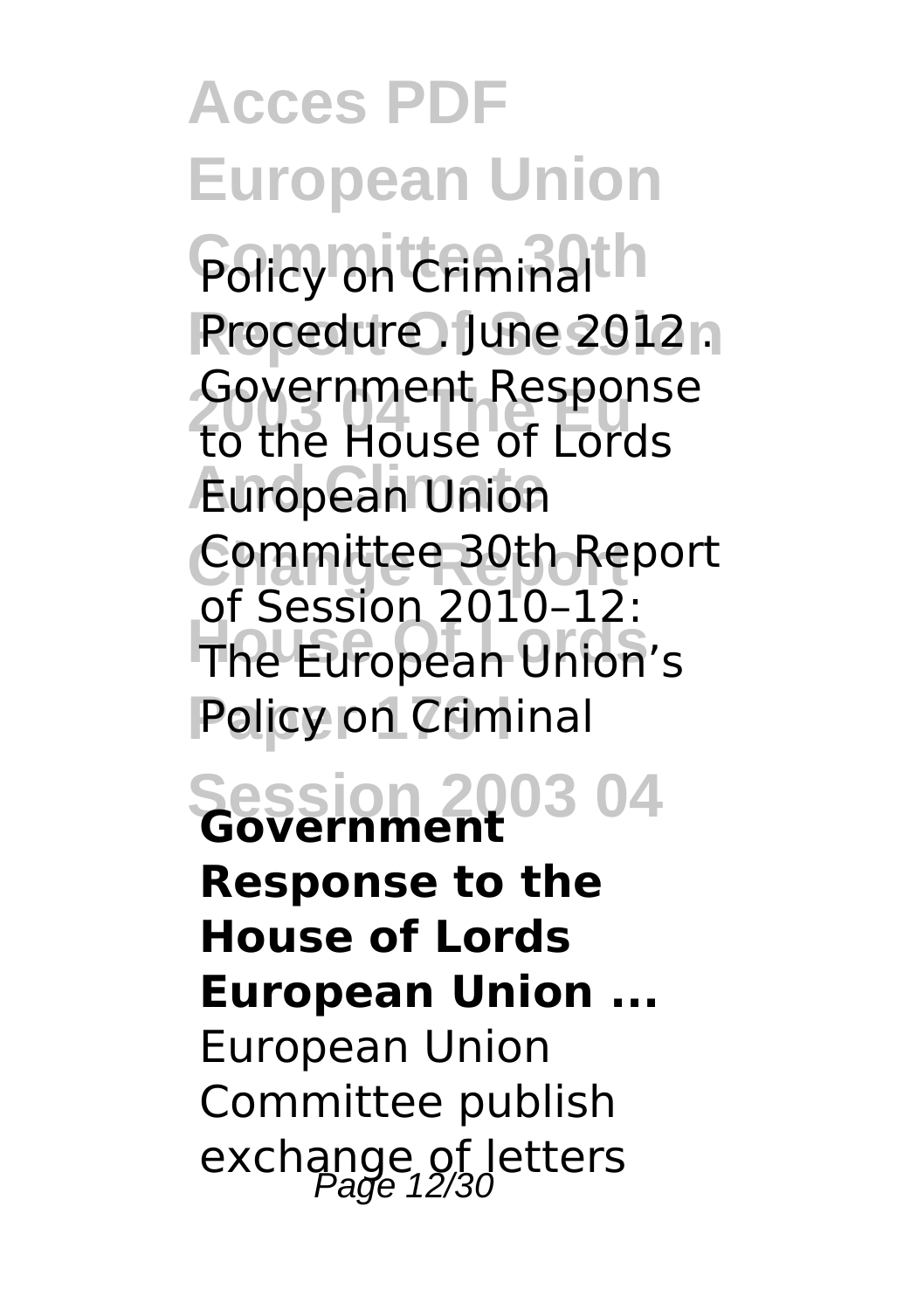Policy on Criminal Procedure . June 2012 . Government Response to the House of Lords European Union Committee 30th Report of Session 2010–12: The European Union's Policy on Criminal

**Government Response to the House of Lords European Union ...**

European Union Committee publish exchange of letters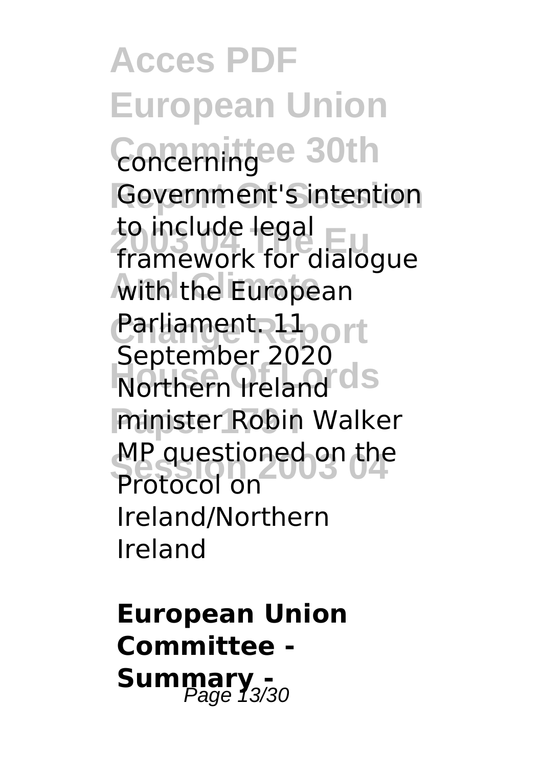concerning Government's intention to include legal framework for dialogue with the European Parliament. 11 September 2020 Northern Ireland minister Robin Walker MP questioned on the Protocol on Ireland/Northern Ireland

**European Union Committee - Summary -**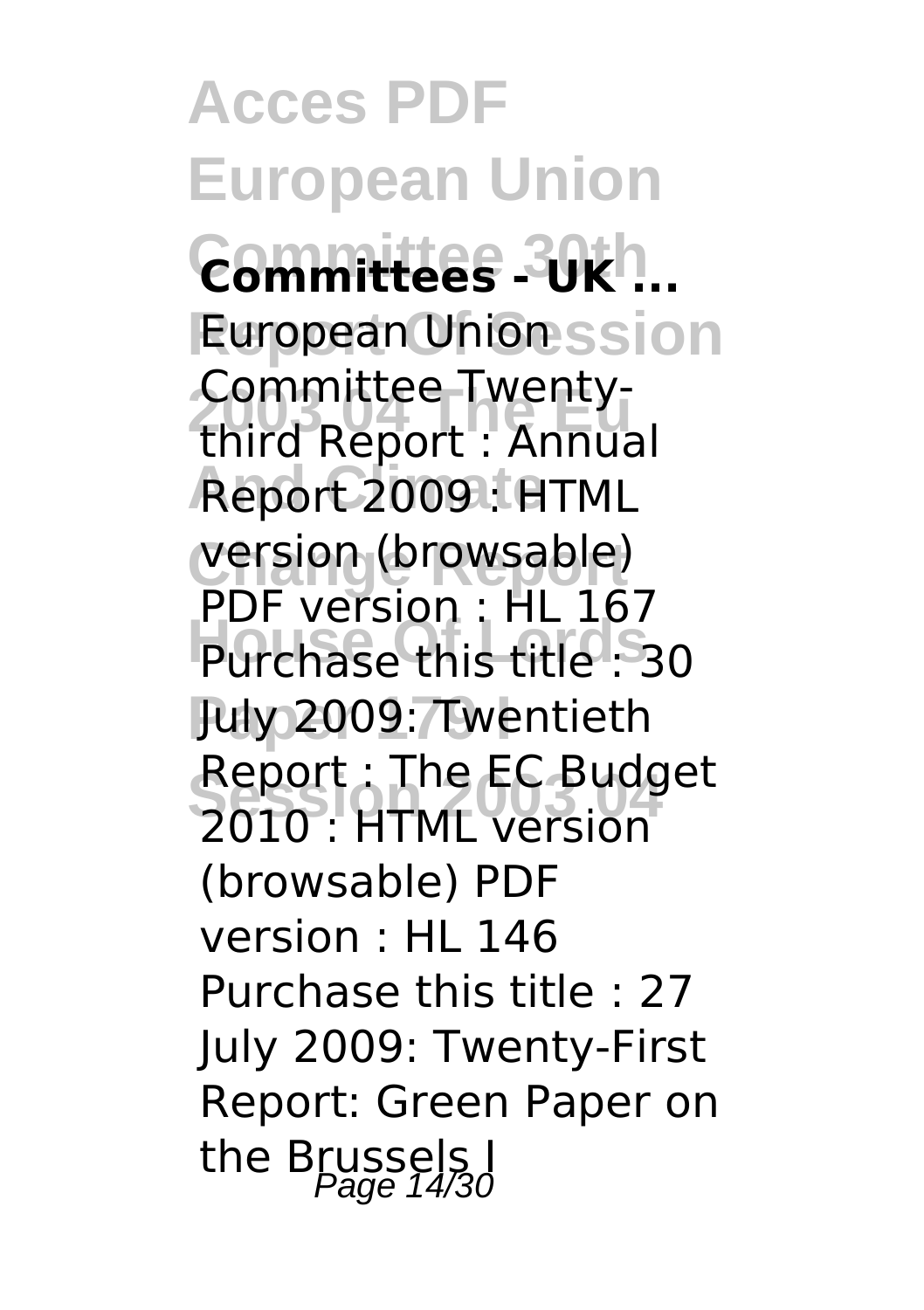**Committees - UK ...**

European Union Committee Twenty-third Report : Annual Report 2009 : HTML version (browsable) PDF version : HL 167 Purchase this title : 30 July 2009: Twentieth Report : The EC Budget 2010 : HTML version (browsable) PDF version : HL 146 Purchase this title : 27 July 2009: Twenty-First Report: Green Paper on the Brussels I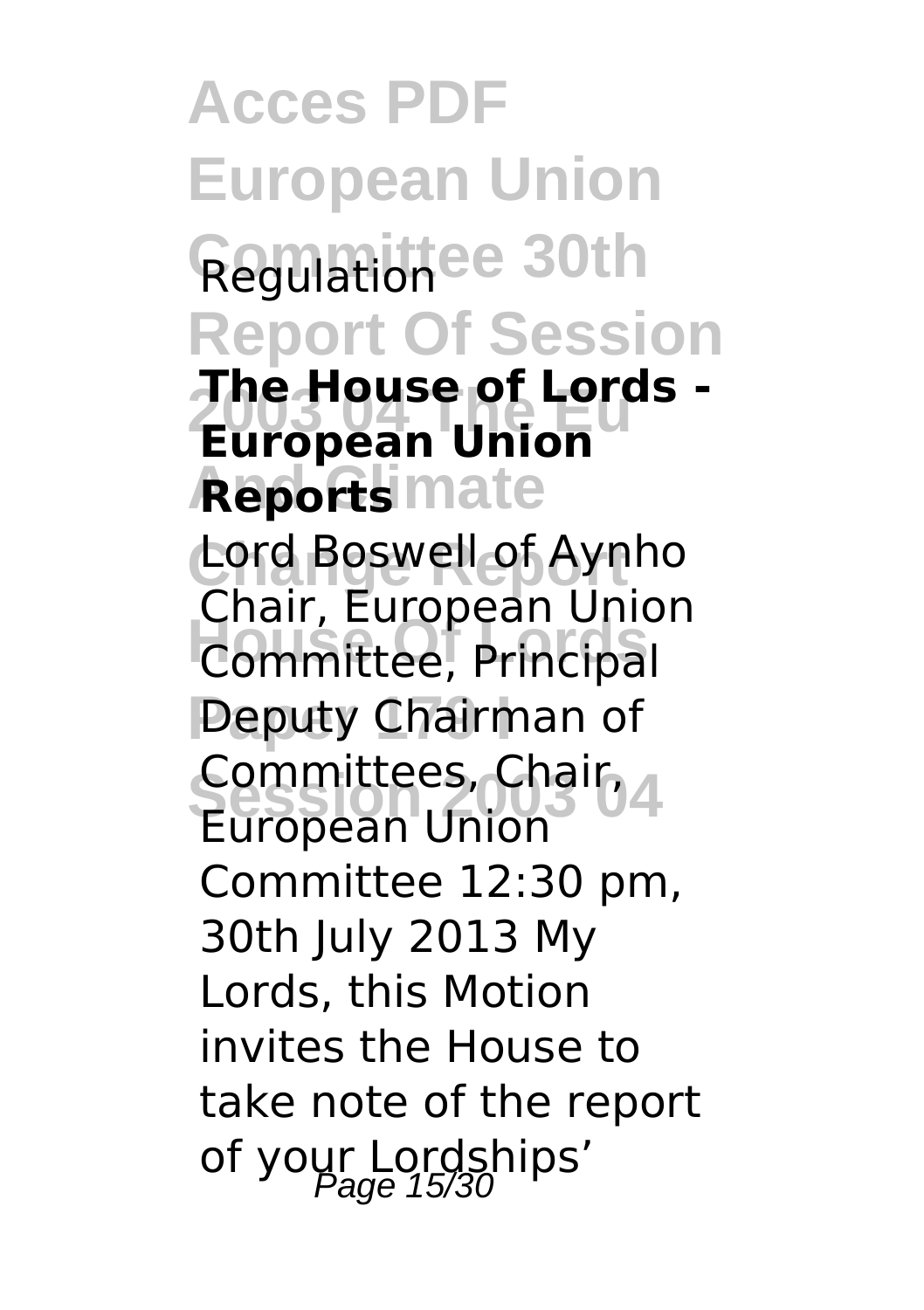Regulation

**The House of Lords - European Union Reports**

Lord Boswell of Aynho Chair, European Union Committee, Principal Deputy Chairman of Committees, Chair, European Union Committee 12:30 pm, 30th July 2013 My Lords, this Motion invites the House to take note of the report of your Lordships'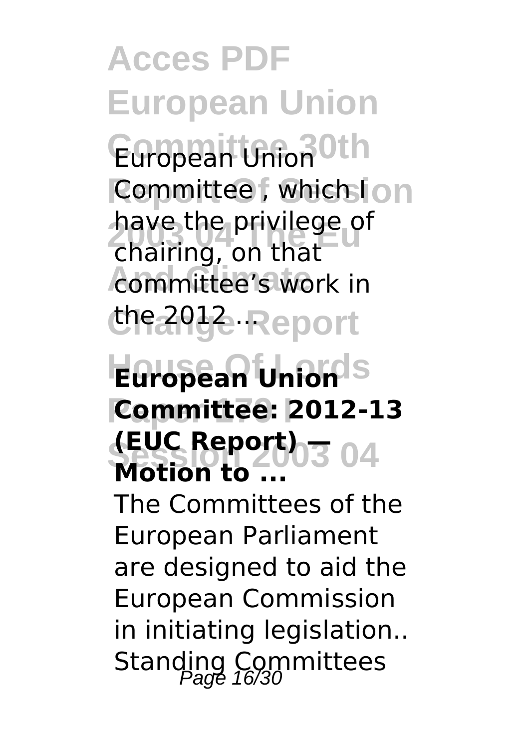European Union Committee , which I have the privilege of chairing, on that committee's work in the 2012 ...

**European Union Committee: 2012-13 (EUC Report) — Motion to ...**

The Committees of the European Parliament are designed to aid the European Commission in initiating legislation.. Standing Committees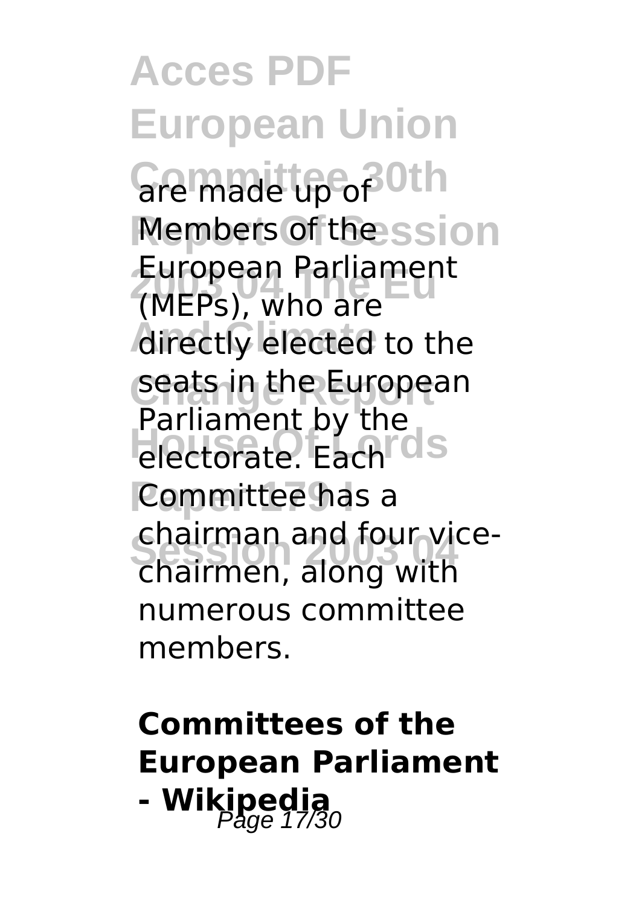are made up of Members of the European Parliament (MEPs), who are directly elected to the seats in the European Parliament by the electorate. Each Committee has a chairman and four vice-chairmen, along with numerous committee members.

**Committees of the European Parliament - Wikipedia**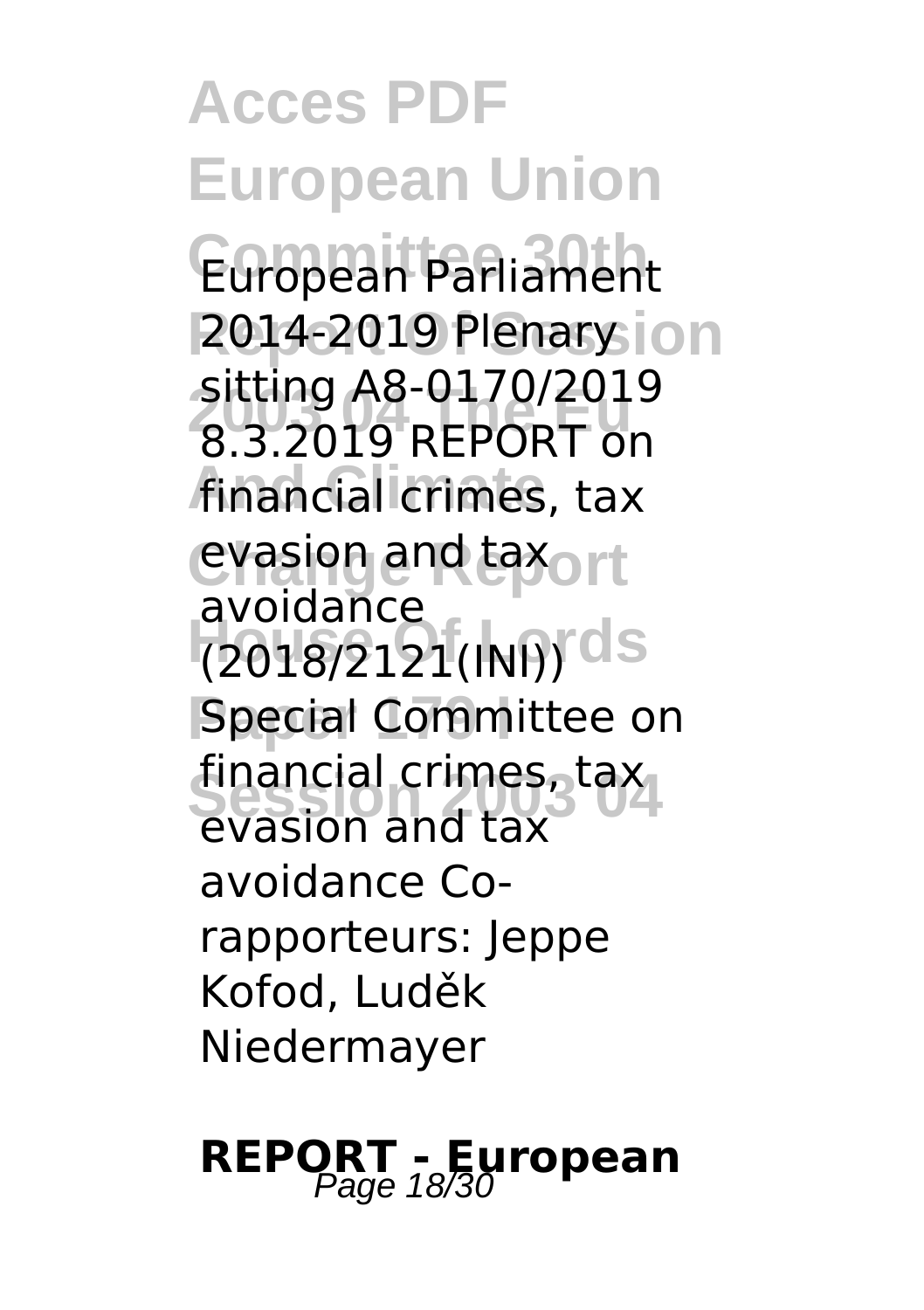European Parliament 2014-2019 Plenary sitting A8-0170/2019 8.3.2019 REPORT on financial crimes, tax evasion and tax avoidance (2018/2121(INI)) Special Committee on financial crimes, tax evasion and tax avoidance Co-rapporteurs: Jeppe Kofod, Luděk Niedermayer

**REPORT - European**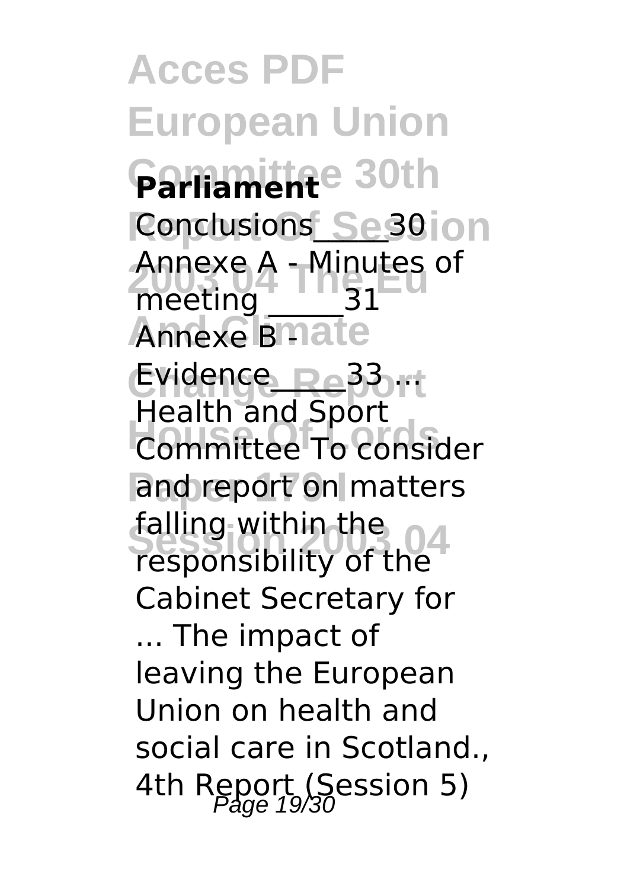**Parliament**

Conclusions_____30
Annexe A - Minutes of meeting _____31
Annexe B - Evidence_____33 ...
Health and Sport Committee To consider and report on matters falling within the responsibility of the Cabinet Secretary for ... The impact of leaving the European Union on health and social care in Scotland., 4th Report (Session 5)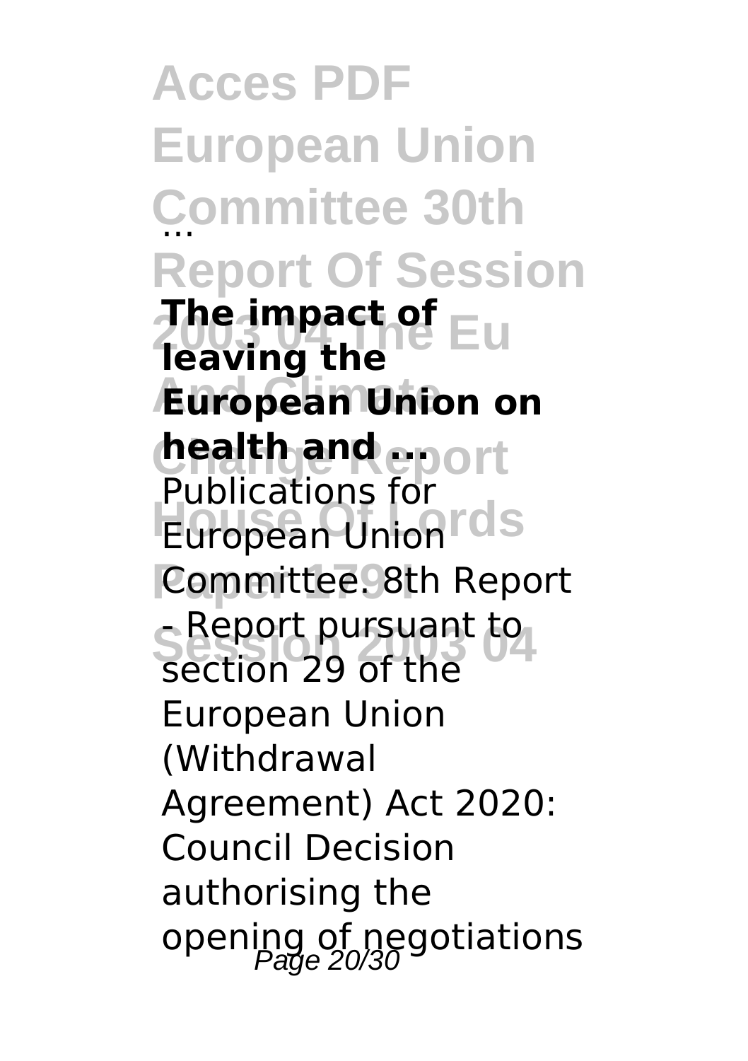...

**The impact of leaving the European Union on health and ...**

Publications for European Union Committee. 8th Report - Report pursuant to section 29 of the European Union (Withdrawal Agreement) Act 2020: Council Decision authorising the opening of negotiations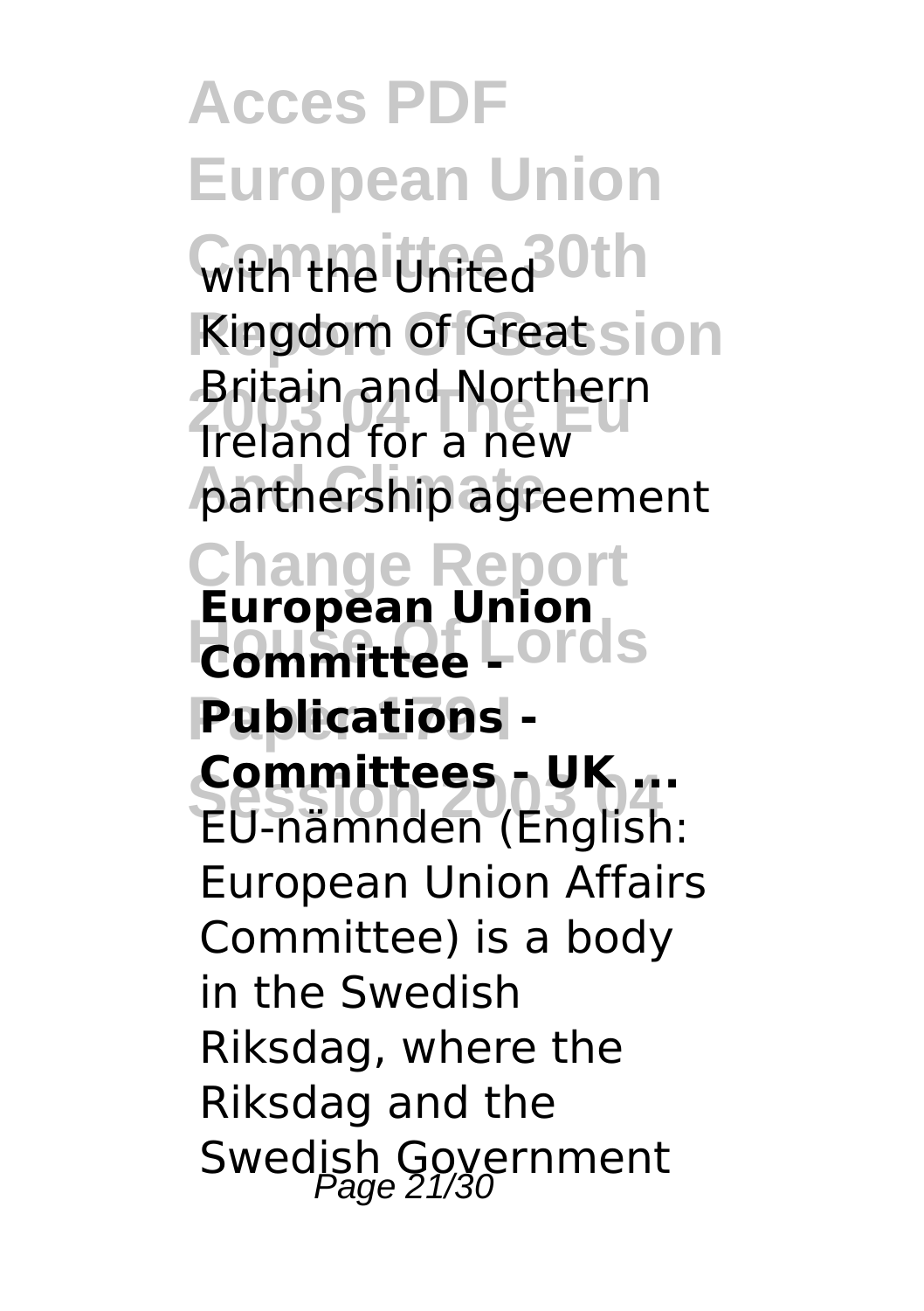with the United Kingdom of Great Britain and Northern Ireland for a new partnership agreement

**European Union Committee - Publications - Committees - UK ...**

EU-nämnden (English: European Union Affairs Committee) is a body in the Swedish Riksdag, where the Riksdag and the Swedish Government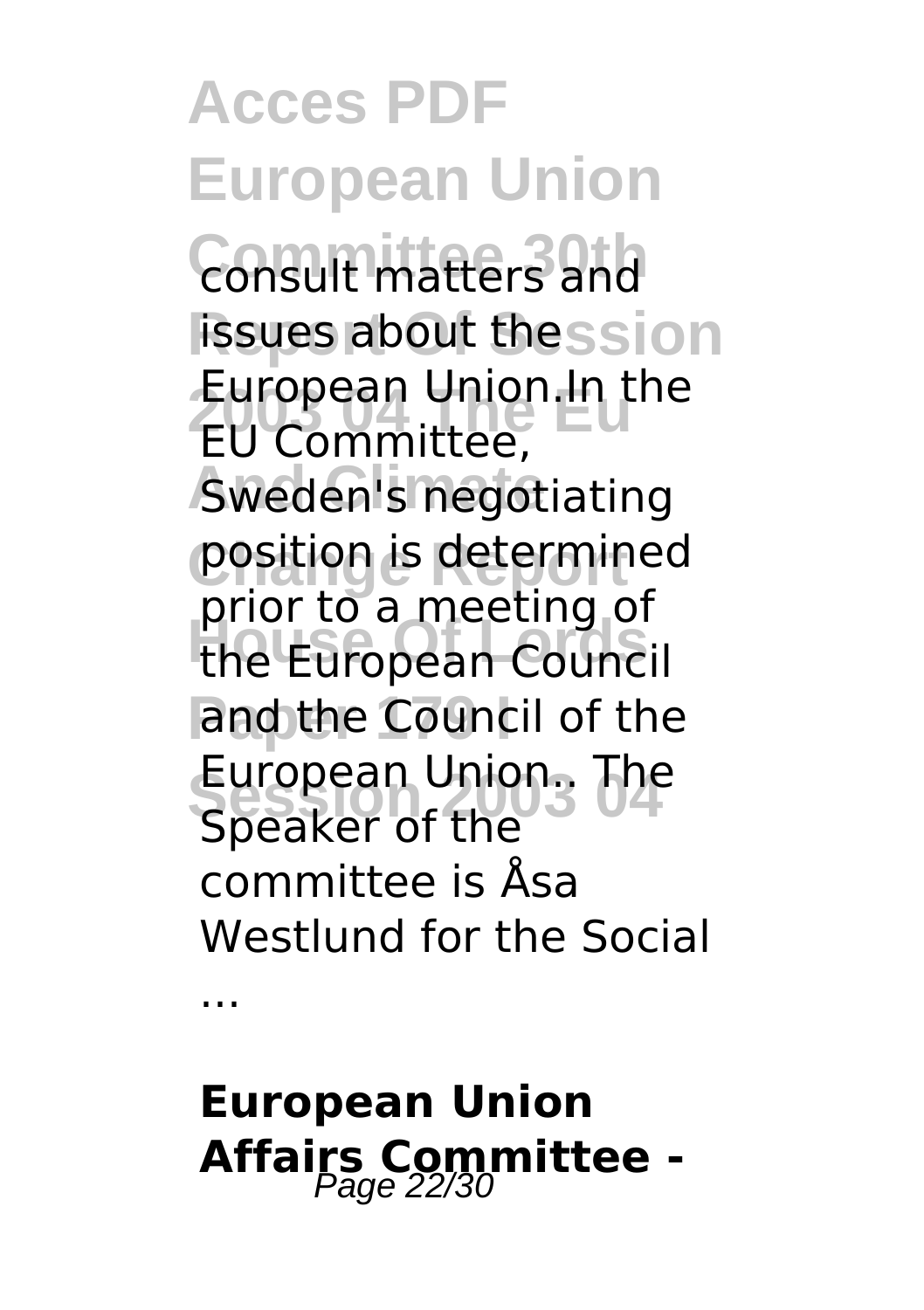consult matters and issues about the European Union.In the EU Committee, Sweden's negotiating position is determined prior to a meeting of the European Council and the Council of the European Union.. The Speaker of the committee is Åsa Westlund for the Social ...

**European Union Affairs Committee -**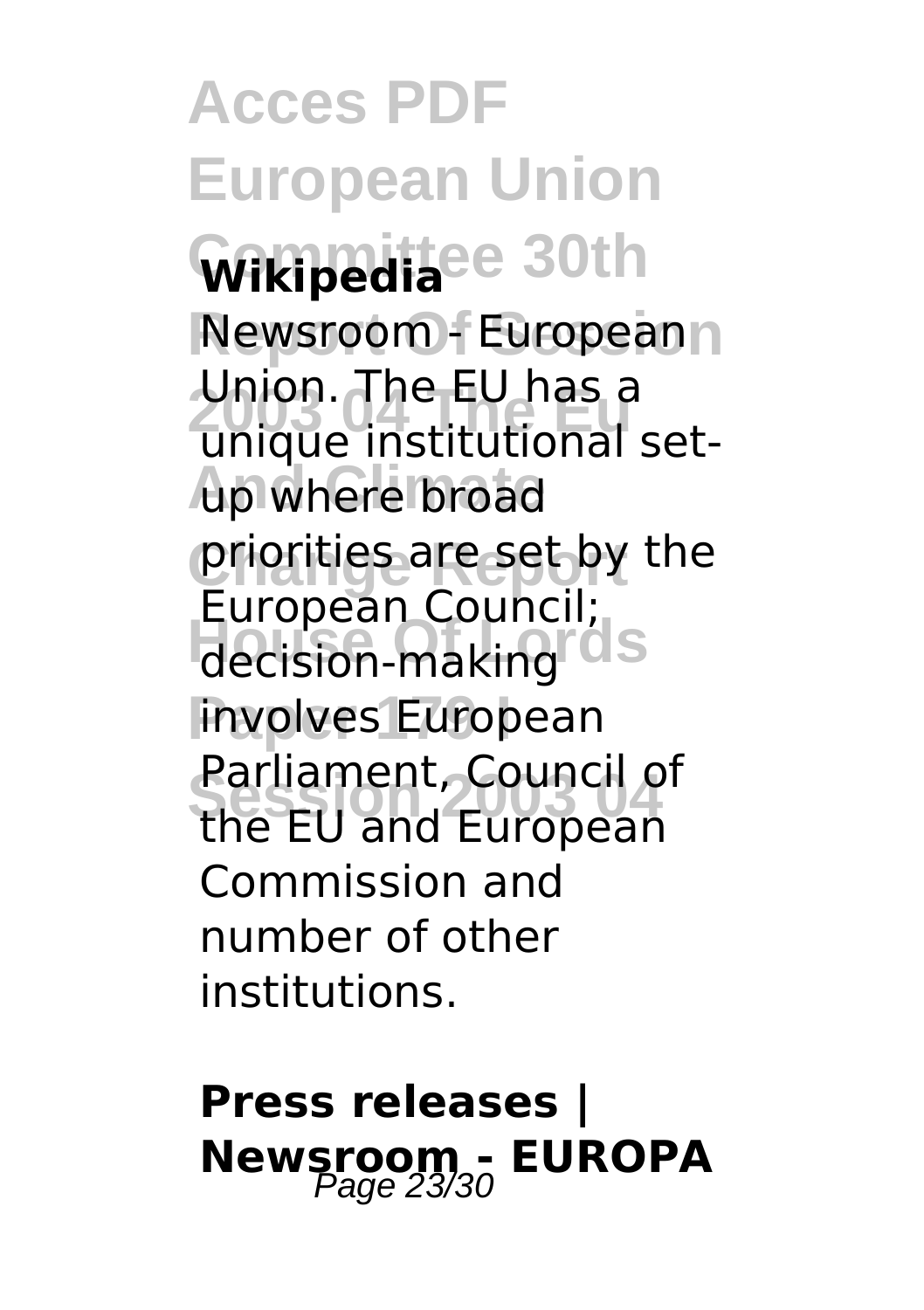**Wikipedia**

Newsroom - European Union. The EU has a unique institutional set-up where broad priorities are set by the European Council; decision-making involves European Parliament, Council of the EU and European Commission and number of other institutions.

## Press releases | Newsroom - EUROPA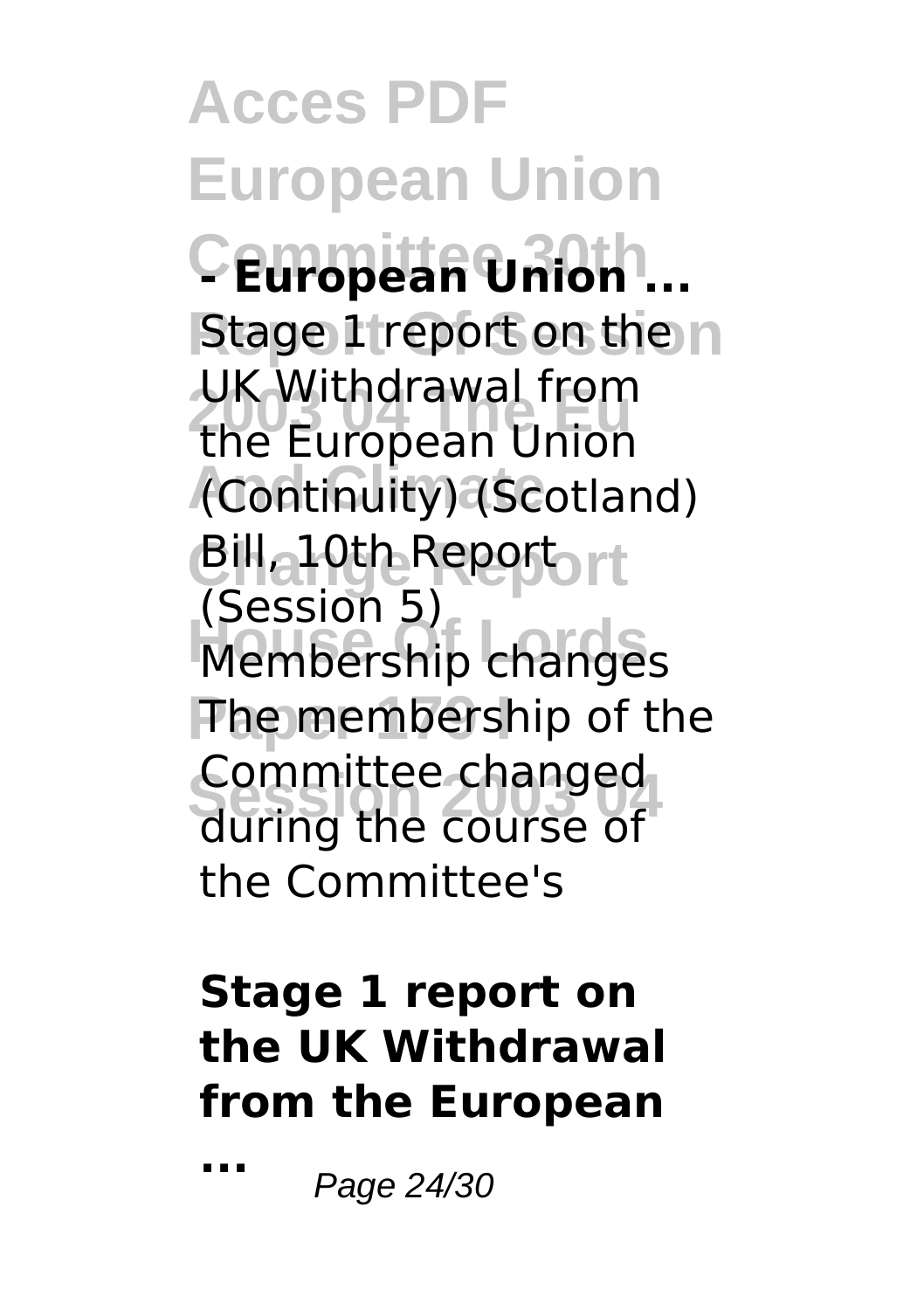**- European Union ...**

Stage 1 report on the UK Withdrawal from the European Union (Continuity) (Scotland) Bill, 10th Report (Session 5) Membership changes The membership of the Committee changed during the course of the Committee's

**Stage 1 report on the UK Withdrawal from the European ...**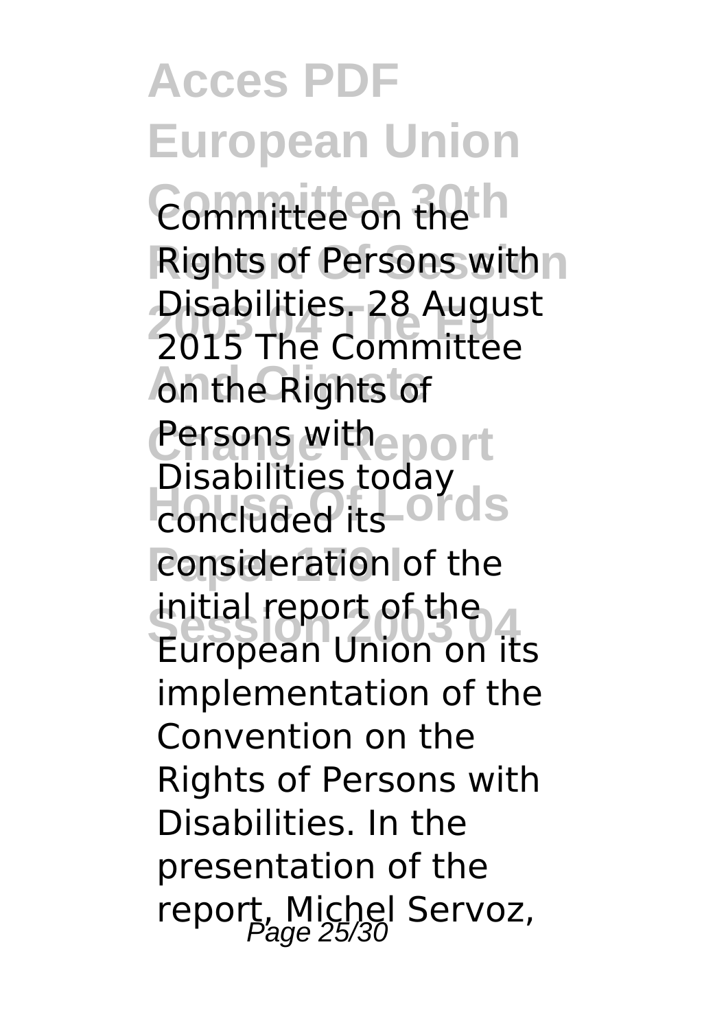Committee on the Rights of Persons with Disabilities. 28 August 2015 The Committee on the Rights of Persons with Disabilities today concluded its consideration of the initial report of the European Union on its implementation of the Convention on the Rights of Persons with Disabilities. In the presentation of the report, Michel Servoz,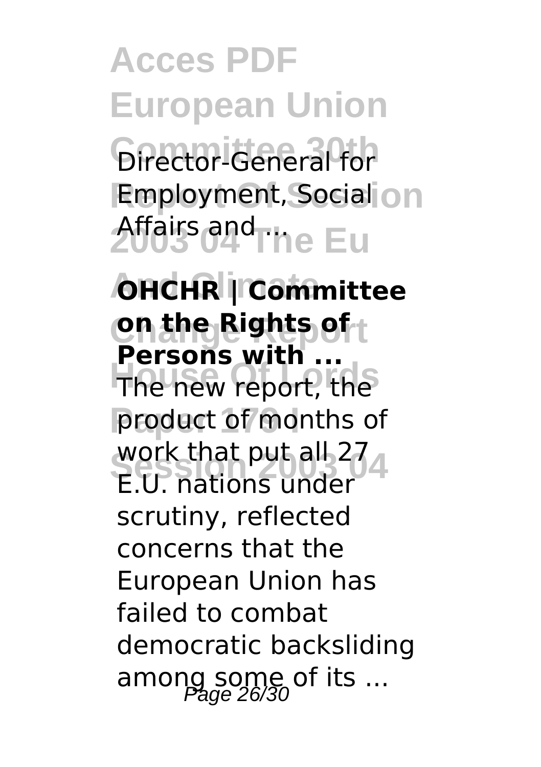Director-General for Employment, Social Affairs and ...

**OHCHR | Committee on the Rights of Persons with ...**

The new report, the product of months of work that put all 27 E.U. nations under scrutiny, reflected concerns that the European Union has failed to combat democratic backsliding among some of its ...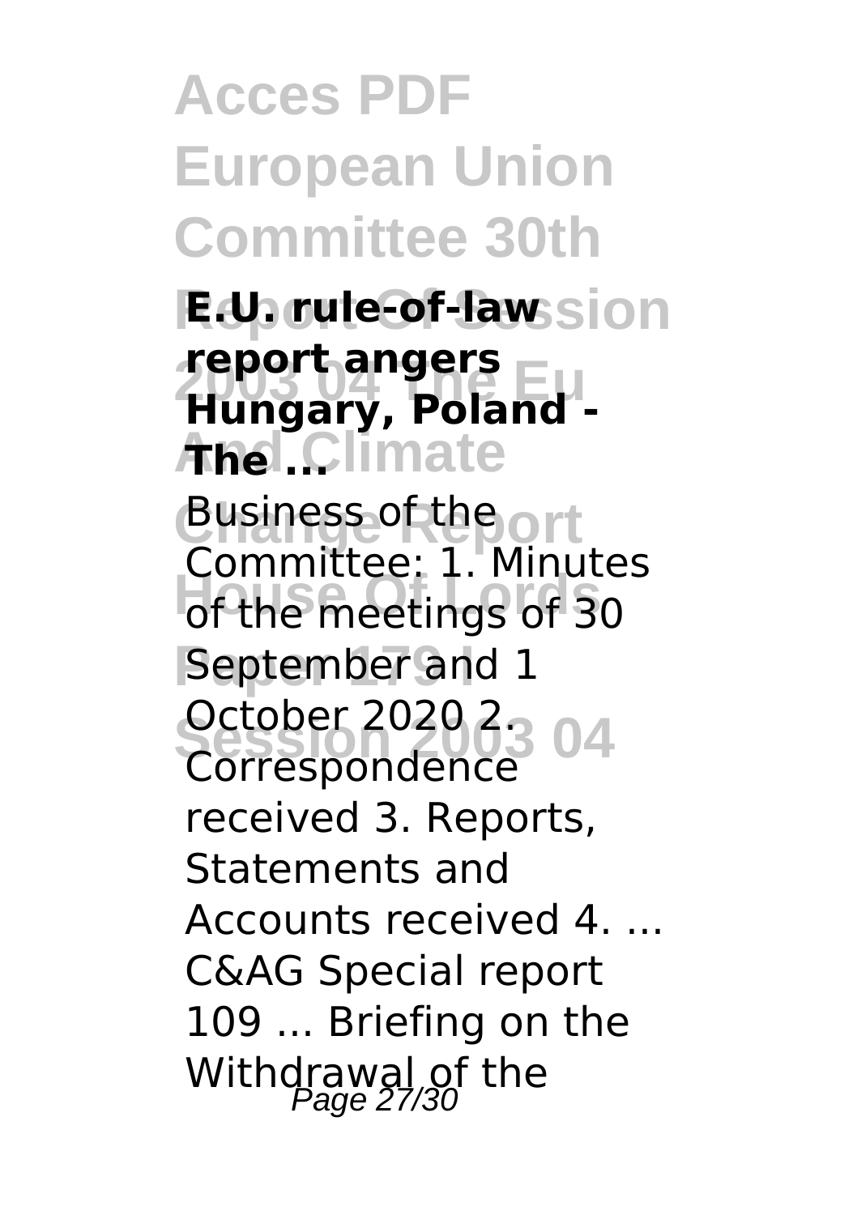**E.U. rule-of-law report angers Hungary, Poland - The ...**

Business of the Committee: 1. Minutes of the meetings of 30 September and 1 October 2020 2. Correspondence received 3. Reports, Statements and Accounts received 4. ... C&AG Special report 109 ... Briefing on the Withdrawal of the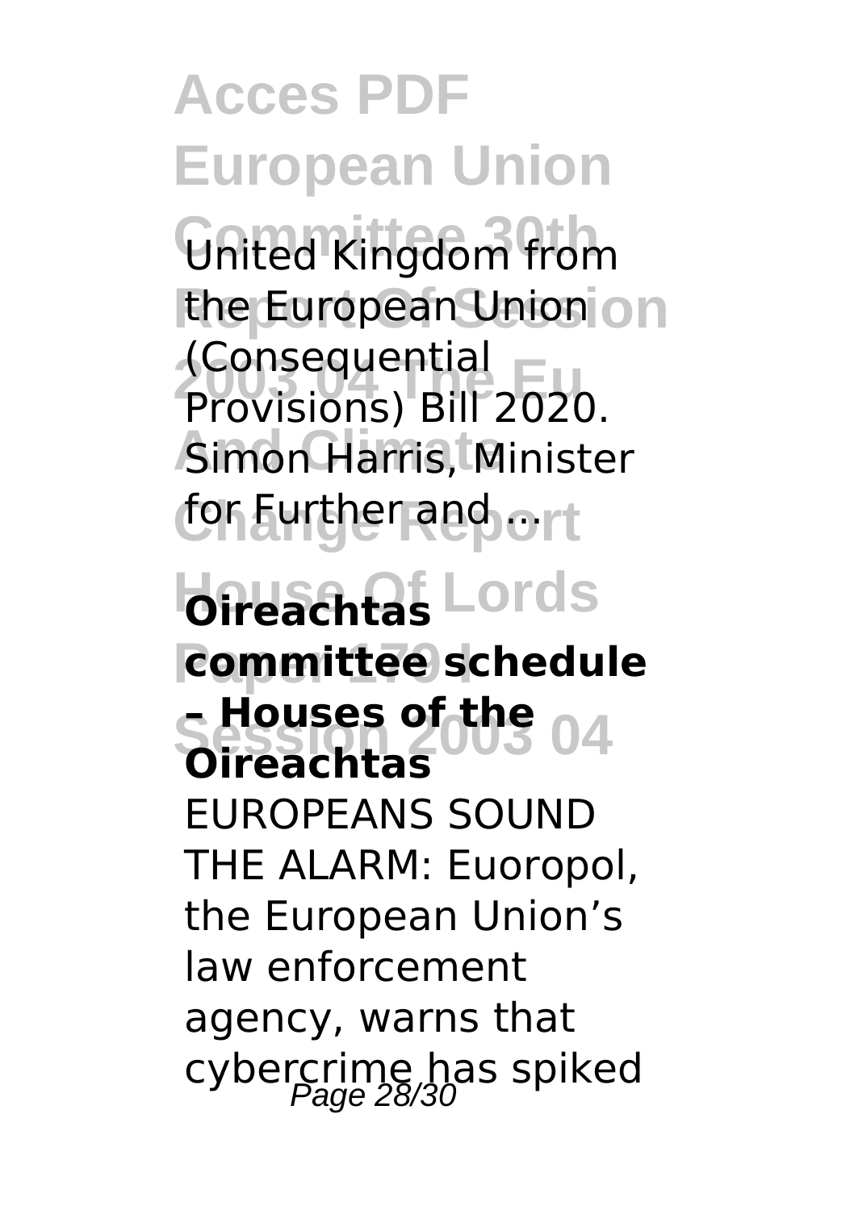United Kingdom from the European Union (Consequential Provisions) Bill 2020. Simon Harris, Minister for Further and ...

**Oireachtas committee schedule – Houses of the Oireachtas**

EUROPEANS SOUND THE ALARM: Euoropol, the European Union's law enforcement agency, warns that cybercrime has spiked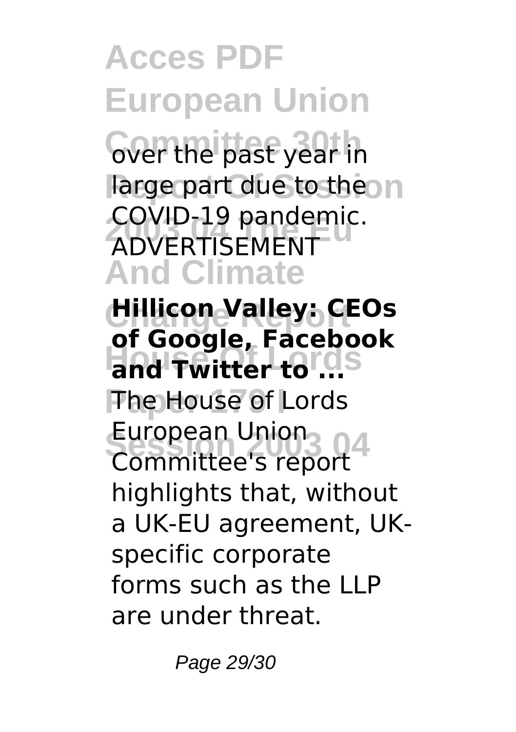over the past year in large part due to the COVID-19 pandemic. ADVERTISEMENT

**Hillicon Valley: CEOs of Google, Facebook and Twitter to ...**

The House of Lords European Union Committee's report highlights that, without a UK-EU agreement, UK-specific corporate forms such as the LLP are under threat.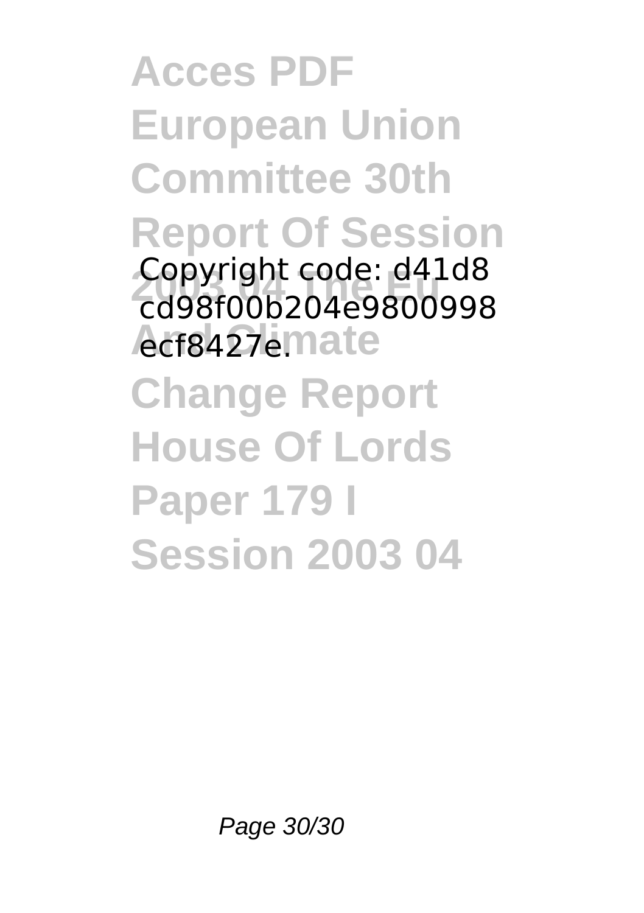Copyright code: d41d8cd98f00b204e9800998ecf8427e.